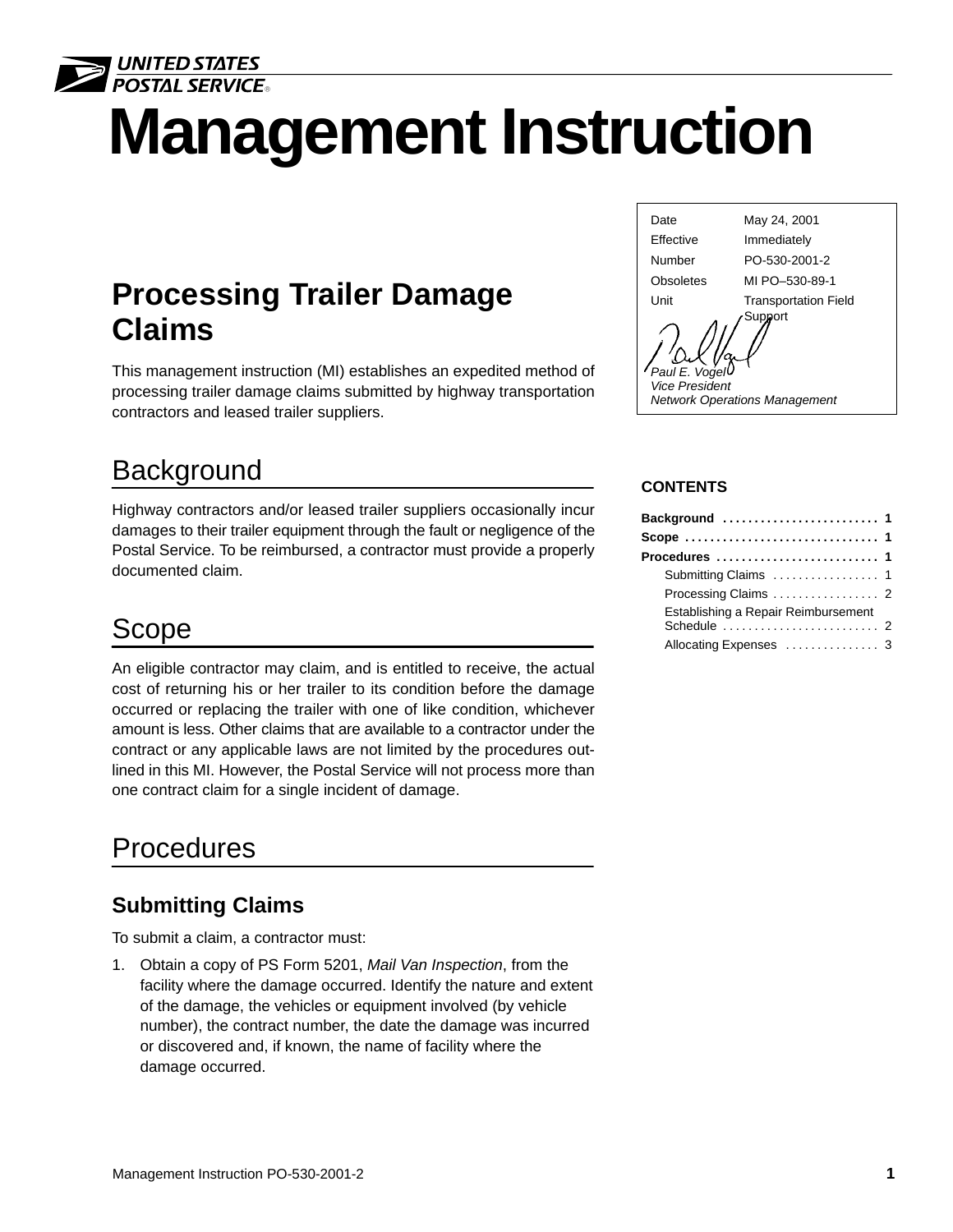# Management Instruction

| | |
|---|---|
| Date | May 24, 2001 |
| Effective | Immediately |
| Number | PO-530-2001-2 |
| Obsoletes | MI PO–530-89-1 |
| Unit | Transportation Field Support |

*Paul E. Vogel*
*Vice President*
*Network Operations Management*

## Processing Trailer Damage Claims

This management instruction (MI) establishes an expedited method of processing trailer damage claims submitted by highway transportation contractors and leased trailer suppliers.

**CONTENTS**

- **Background** ........................ 1
- **Scope** ............................. 1
- **Procedures** ........................ 1
  - Submitting Claims ................ 1
  - Processing Claims ................ 2
  - Establishing a Repair Reimbursement Schedule ........................ 2
  - Allocating Expenses .............. 3

## Background

Highway contractors and/or leased trailer suppliers occasionally incur damages to their trailer equipment through the fault or negligence of the Postal Service. To be reimbursed, a contractor must provide a properly documented claim.

## Scope

An eligible contractor may claim, and is entitled to receive, the actual cost of returning his or her trailer to its condition before the damage occurred or replacing the trailer with one of like condition, whichever amount is less. Other claims that are available to a contractor under the contract or any applicable laws are not limited by the procedures outlined in this MI. However, the Postal Service will not process more than one contract claim for a single incident of damage.

## Procedures

### Submitting Claims

To submit a claim, a contractor must:

1. Obtain a copy of PS Form 5201, *Mail Van Inspection*, from the facility where the damage occurred. Identify the nature and extent of the damage, the vehicles or equipment involved (by vehicle number), the contract number, the date the damage was incurred or discovered and, if known, the name of facility where the damage occurred.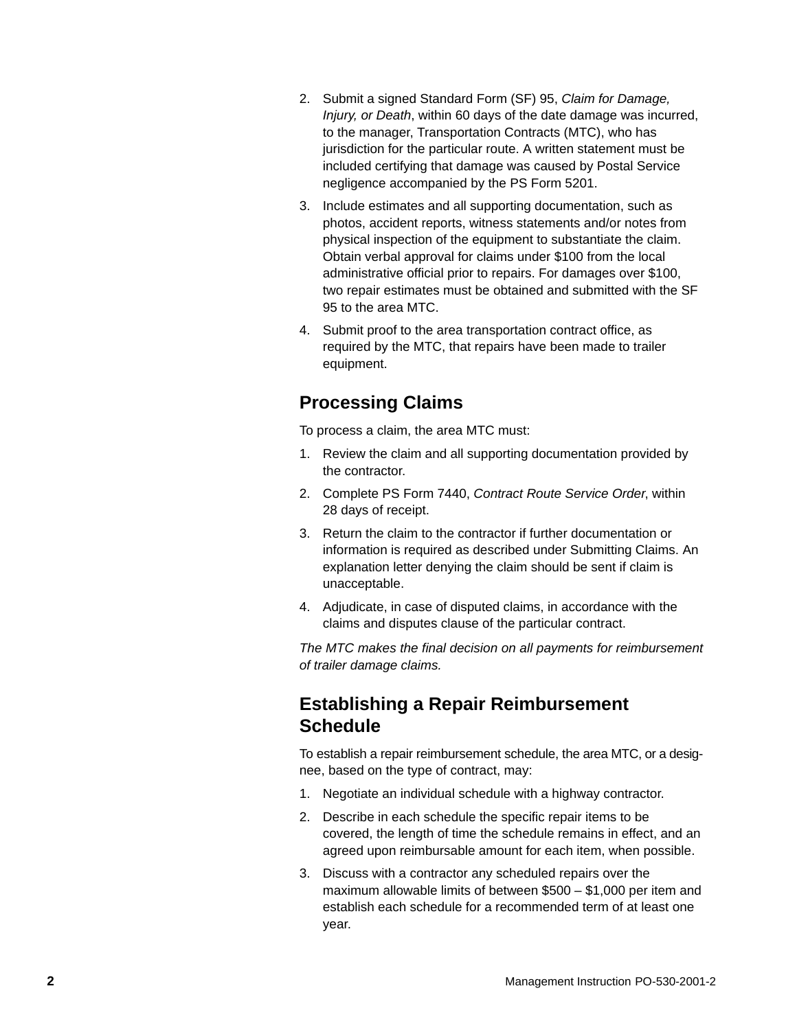2. Submit a signed Standard Form (SF) 95, *Claim for Damage, Injury, or Death*, within 60 days of the date damage was incurred, to the manager, Transportation Contracts (MTC), who has jurisdiction for the particular route. A written statement must be included certifying that damage was caused by Postal Service negligence accompanied by the PS Form 5201.
3. Include estimates and all supporting documentation, such as photos, accident reports, witness statements and/or notes from physical inspection of the equipment to substantiate the claim. Obtain verbal approval for claims under $100 from the local administrative official prior to repairs. For damages over $100, two repair estimates must be obtained and submitted with the SF 95 to the area MTC.
4. Submit proof to the area transportation contract office, as required by the MTC, that repairs have been made to trailer equipment.

## Processing Claims

To process a claim, the area MTC must:

1. Review the claim and all supporting documentation provided by the contractor.
2. Complete PS Form 7440, *Contract Route Service Order*, within 28 days of receipt.
3. Return the claim to the contractor if further documentation or information is required as described under Submitting Claims. An explanation letter denying the claim should be sent if claim is unacceptable.
4. Adjudicate, in case of disputed claims, in accordance with the claims and disputes clause of the particular contract.

*The MTC makes the final decision on all payments for reimbursement of trailer damage claims.*

## Establishing a Repair Reimbursement Schedule

To establish a repair reimbursement schedule, the area MTC, or a designee, based on the type of contract, may:

1. Negotiate an individual schedule with a highway contractor.
2. Describe in each schedule the specific repair items to be covered, the length of time the schedule remains in effect, and an agreed upon reimbursable amount for each item, when possible.
3. Discuss with a contractor any scheduled repairs over the maximum allowable limits of between $500 – $1,000 per item and establish each schedule for a recommended term of at least one year.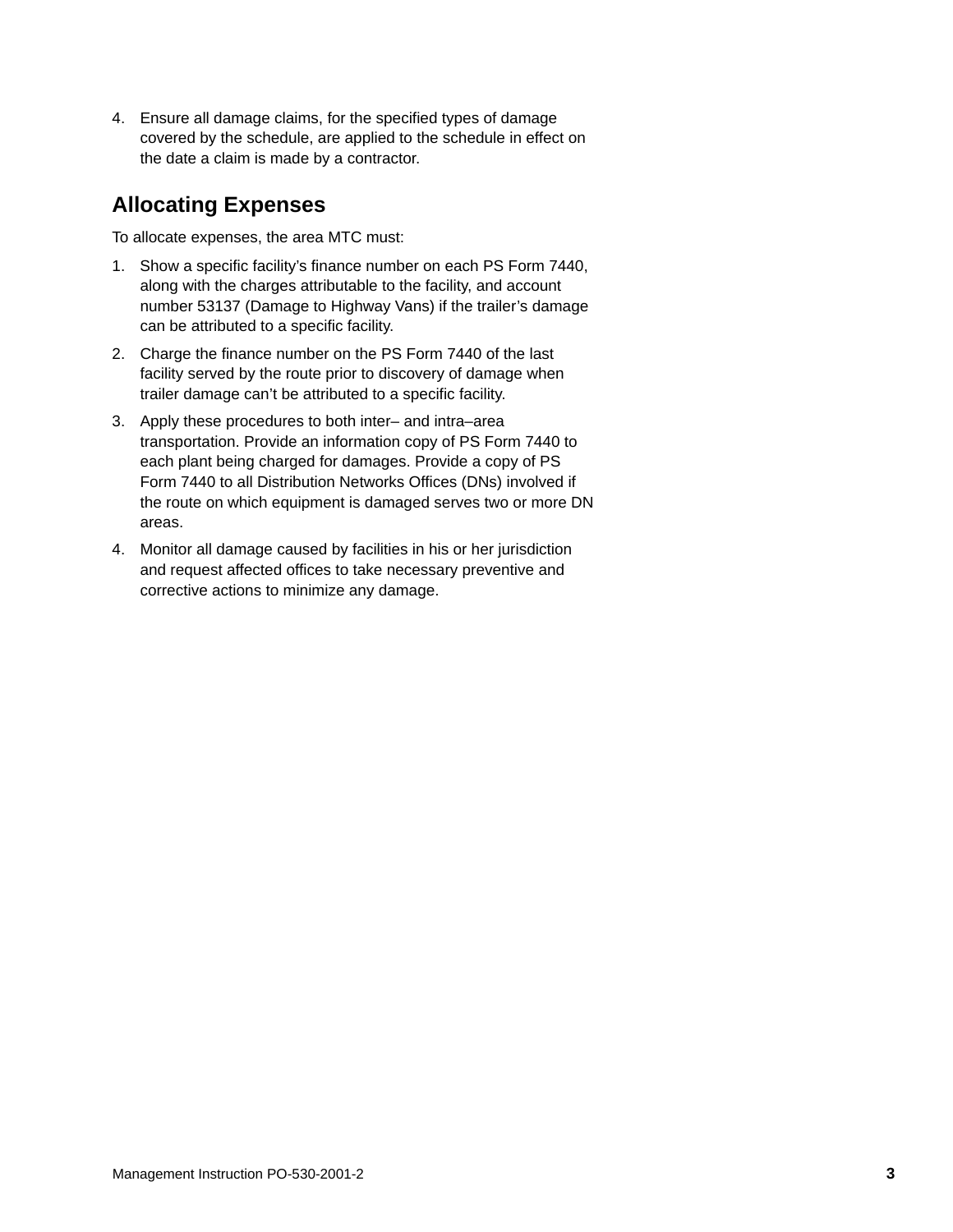4. Ensure all damage claims, for the specified types of damage covered by the schedule, are applied to the schedule in effect on the date a claim is made by a contractor.

## Allocating Expenses

To allocate expenses, the area MTC must:

1. Show a specific facility's finance number on each PS Form 7440, along with the charges attributable to the facility, and account number 53137 (Damage to Highway Vans) if the trailer's damage can be attributed to a specific facility.
2. Charge the finance number on the PS Form 7440 of the last facility served by the route prior to discovery of damage when trailer damage can't be attributed to a specific facility.
3. Apply these procedures to both inter– and intra–area transportation. Provide an information copy of PS Form 7440 to each plant being charged for damages. Provide a copy of PS Form 7440 to all Distribution Networks Offices (DNs) involved if the route on which equipment is damaged serves two or more DN areas.
4. Monitor all damage caused by facilities in his or her jurisdiction and request affected offices to take necessary preventive and corrective actions to minimize any damage.